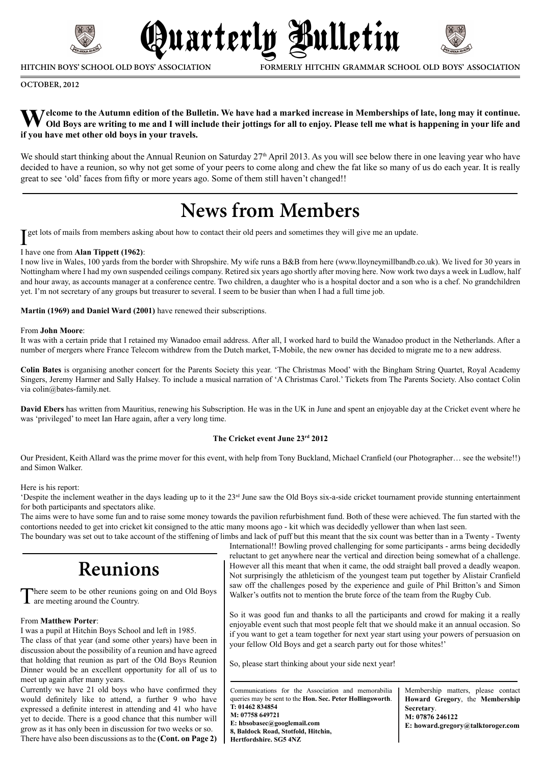// Quarterly Bulletin

HITCHIN BOYS' SCHOOL OLD BOYS' ASSOCIATION — FORMERLY HITCHIN GRAMMAR SCHOOL OLD BOYS' ASSOCIATION

OCTOBER, 2012

**Welcome to the Autumn edition of the Bulletin. We have had a marked increase in Memberships of late, long may it continue. Old Boys are writing to me and I will include their jottings for all to enjoy. Please tell me what is happening in your life and if you have met other old boys in your travels.**

We should start thinking about the Annual Reunion on Saturday 27th April 2013. As you will see below there in one leaving year who have decided to have a reunion, so why not get some of your peers to come along and chew the fat like so many of us do each year. It is really great to see 'old' faces from fifty or more years ago. Some of them still haven't changed!!

# News from Members

I get lots of mails from members asking about how to contact their old peers and sometimes they will give me an update.

I have one from **Alan Tippett (1962)**:
I now live in Wales, 100 yards from the border with Shropshire. My wife runs a B&B from here (www.lloyneymillbandb.co.uk). We lived for 30 years in Nottingham where I had my own suspended ceilings company. Retired six years ago shortly after moving here. Now work two days a week in Ludlow, half and hour away, as accounts manager at a conference centre. Two children, a daughter who is a hospital doctor and a son who is a chef. No grandchildren yet. I'm not secretary of any groups but treasurer to several. I seem to be busier than when I had a full time job.

**Martin (1969) and Daniel Ward (2001)** have renewed their subscriptions.

From **John Moore**:
It was with a certain pride that I retained my Wanadoo email address. After all, I worked hard to build the Wanadoo product in the Netherlands. After a number of mergers where France Telecom withdrew from the Dutch market, T-Mobile, the new owner has decided to migrate me to a new address.

**Colin Bates** is organising another concert for the Parents Society this year. 'The Christmas Mood' with the Bingham String Quartet, Royal Academy Singers, Jeremy Harmer and Sally Halsey. To include a musical narration of 'A Christmas Carol.' Tickets from The Parents Society. Also contact Colin via colin@bates-family.net.

**David Ebers** has written from Mauritius, renewing his Subscription. He was in the UK in June and spent an enjoyable day at the Cricket event where he was 'privileged' to meet Ian Hare again, after a very long time.

### The Cricket event June 23rd 2012

Our President, Keith Allard was the prime mover for this event, with help from Tony Buckland, Michael Cranfield (our Photographer… see the website!!) and Simon Walker.

Here is his report:
'Despite the inclement weather in the days leading up to it the 23rd June saw the Old Boys six-a-side cricket tournament provide stunning entertainment for both participants and spectators alike.
The aims were to have some fun and to raise some money towards the pavilion refurbishment fund. Both of these were achieved. The fun started with the contortions needed to get into cricket kit consigned to the attic many moons ago - kit which was decidedly yellower than when last seen.
The boundary was set out to take account of the stiffening of limbs and lack of puff but this meant that the six count was better than in a Twenty - Twenty International!! Bowling proved challenging for some participants - arms being decidedly reluctant to get anywhere near the vertical and direction being somewhat of a challenge. However all this meant that when it came, the odd straight ball proved a deadly weapon. Not surprisingly the athleticism of the youngest team put together by Alistair Cranfield saw off the challenges posed by the experience and guile of Phil Britton's and Simon Walker's outfits not to mention the brute force of the team from the Rugby Cub.

So it was good fun and thanks to all the participants and crowd for making it a really enjoyable event such that most people felt that we should make it an annual occasion. So if you want to get a team together for next year start using your powers of persuasion on your fellow Old Boys and get a search party out for those whites!'

So, please start thinking about your side next year!

# Reunions

There seem to be other reunions going on and Old Boys are meeting around the Country.

From **Matthew Porter**:
I was a pupil at Hitchin Boys School and left in 1985.
The class of that year (and some other years) have been in discussion about the possibility of a reunion and have agreed that holding that reunion as part of the Old Boys Reunion Dinner would be an excellent opportunity for all of us to meet up again after many years.
Currently we have 21 old boys who have confirmed they would definitely like to attend, a further 9 who have expressed a definite interest in attending and 41 who have yet to decide. There is a good chance that this number will grow as it has only been in discussion for two weeks or so.
There have also been discussions as to the **(Cont. on Page 2)**

Communications for the Association and memorabilia queries may be sent to the **Hon. Sec. Peter Hollingsworth**.
**T: 01462 834854**
**M: 07758 649721**
**E: hbsobasec@googlemail.com**
**8, Baldock Road, Stotfold, Hitchin, Hertfordshire. SG5 4NZ**

Membership matters, please contact **Howard Gregory**, the **Membership Secretary**.
**M: 07876 246122**
**E: howard.gregory@talktoroger.com**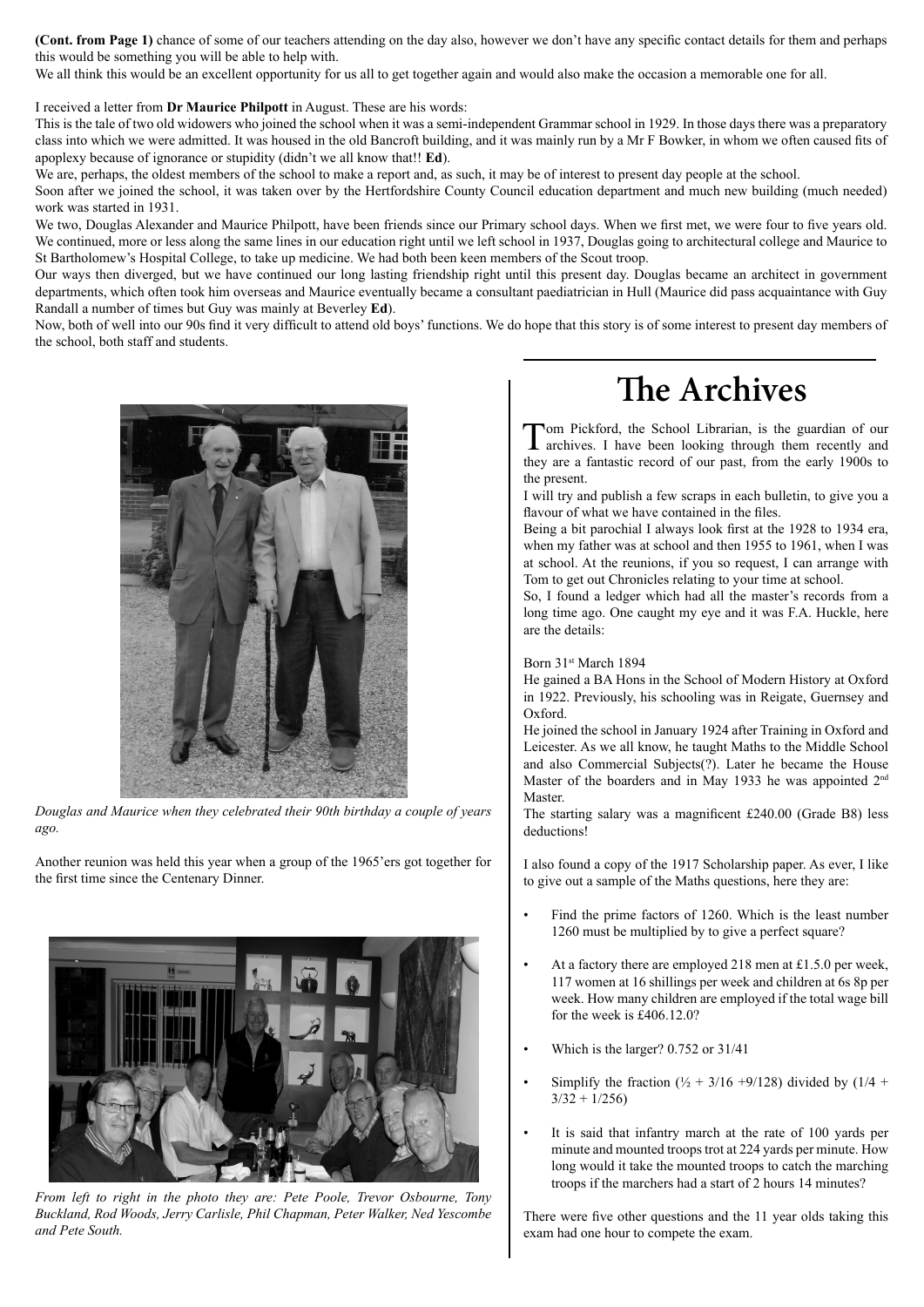**(Cont. from Page 1)** chance of some of our teachers attending on the day also, however we don't have any specific contact details for them and perhaps this would be something you will be able to help with.

We all think this would be an excellent opportunity for us all to get together again and would also make the occasion a memorable one for all.

I received a letter from **Dr Maurice Philpott** in August. These are his words:

This is the tale of two old widowers who joined the school when it was a semi-independent Grammar school in 1929. In those days there was a preparatory class into which we were admitted. It was housed in the old Bancroft building, and it was mainly run by a Mr F Bowker, in whom we often caused fits of apoplexy because of ignorance or stupidity (didn't we all know that!! **Ed**).

We are, perhaps, the oldest members of the school to make a report and, as such, it may be of interest to present day people at the school.

Soon after we joined the school, it was taken over by the Hertfordshire County Council education department and much new building (much needed) work was started in 1931.

We two, Douglas Alexander and Maurice Philpott, have been friends since our Primary school days. When we first met, we were four to five years old. We continued, more or less along the same lines in our education right until we left school in 1937, Douglas going to architectural college and Maurice to St Bartholomew's Hospital College, to take up medicine. We had both been keen members of the Scout troop.

Our ways then diverged, but we have continued our long lasting friendship right until this present day. Douglas became an architect in government departments, which often took him overseas and Maurice eventually became a consultant paediatrician in Hull (Maurice did pass acquaintance with Guy Randall a number of times but Guy was mainly at Beverley **Ed**).

Now, both of well into our 90s find it very difficult to attend old boys' functions. We do hope that this story is of some interest to present day members of the school, both staff and students.

*Douglas and Maurice when they celebrated their 90th birthday a couple of years ago.*

Another reunion was held this year when a group of the 1965'ers got together for the first time since the Centenary Dinner.

*From left to right in the photo they are: Pete Poole, Trevor Osbourne, Tony Buckland, Rod Woods, Jerry Carlisle, Phil Chapman, Peter Walker, Ned Yescombe and Pete South.*

# The Archives

Tom Pickford, the School Librarian, is the guardian of our archives. I have been looking through them recently and they are a fantastic record of our past, from the early 1900s to the present.

I will try and publish a few scraps in each bulletin, to give you a flavour of what we have contained in the files.

Being a bit parochial I always look first at the 1928 to 1934 era, when my father was at school and then 1955 to 1961, when I was at school. At the reunions, if you so request, I can arrange with Tom to get out Chronicles relating to your time at school.

So, I found a ledger which had all the master's records from a long time ago. One caught my eye and it was F.A. Huckle, here are the details:

Born 31st March 1894

He gained a BA Hons in the School of Modern History at Oxford in 1922. Previously, his schooling was in Reigate, Guernsey and Oxford.

He joined the school in January 1924 after Training in Oxford and Leicester. As we all know, he taught Maths to the Middle School and also Commercial Subjects(?). Later he became the House Master of the boarders and in May 1933 he was appointed 2nd Master.

The starting salary was a magnificent £240.00 (Grade B8) less deductions!

I also found a copy of the 1917 Scholarship paper. As ever, I like to give out a sample of the Maths questions, here they are:

- Find the prime factors of 1260. Which is the least number 1260 must be multiplied by to give a perfect square?
- At a factory there are employed 218 men at £1.5.0 per week, 117 women at 16 shillings per week and children at 6s 8p per week. How many children are employed if the total wage bill for the week is £406.12.0?
- Which is the larger? 0.752 or 31/41
- Simplify the fraction (½ + 3/16 +9/128) divided by (1/4 + 3/32 + 1/256)
- It is said that infantry march at the rate of 100 yards per minute and mounted troops trot at 224 yards per minute. How long would it take the mounted troops to catch the marching troops if the marchers had a start of 2 hours 14 minutes?

There were five other questions and the 11 year olds taking this exam had one hour to compete the exam.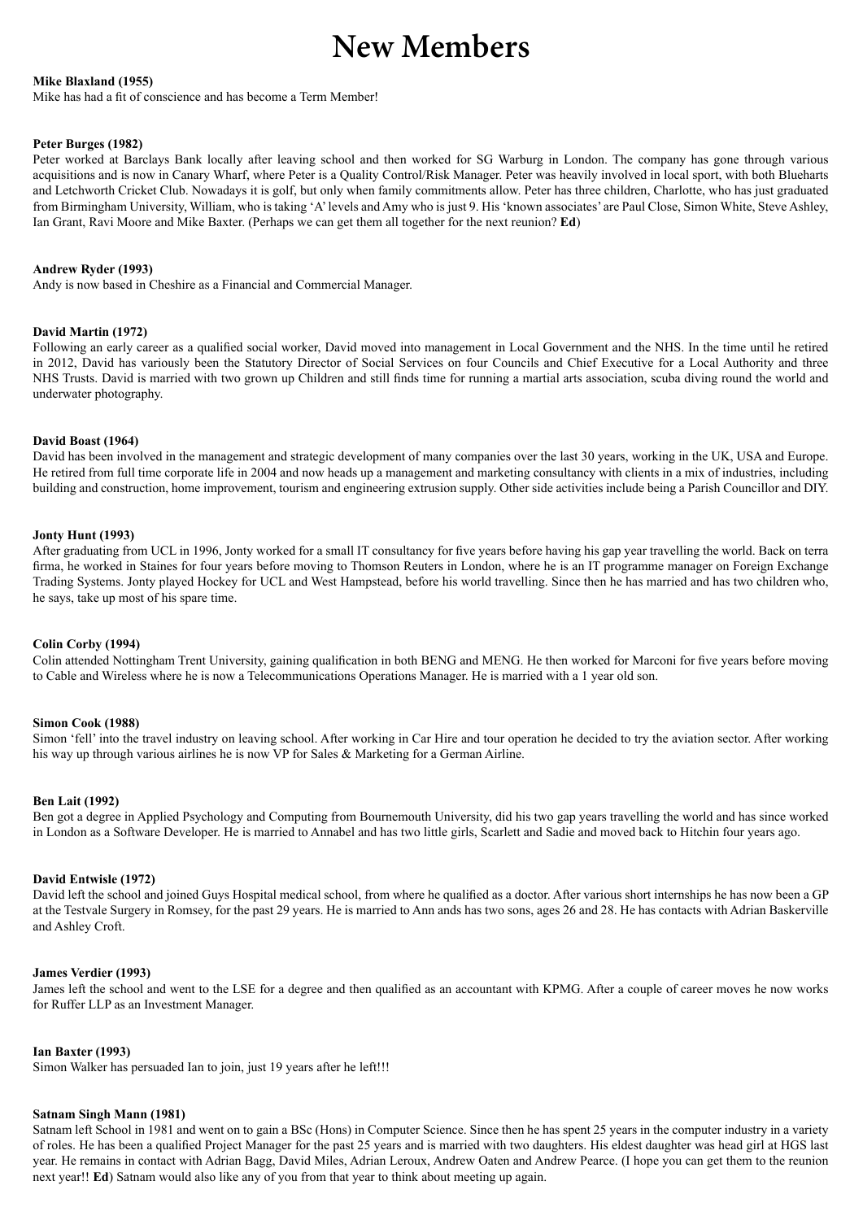# New Members

**Mike Blaxland (1955)**
Mike has had a fit of conscience and has become a Term Member!

**Peter Burges (1982)**
Peter worked at Barclays Bank locally after leaving school and then worked for SG Warburg in London. The company has gone through various acquisitions and is now in Canary Wharf, where Peter is a Quality Control/Risk Manager. Peter was heavily involved in local sport, with both Bluehearts and Letchworth Cricket Club. Nowadays it is golf, but only when family commitments allow. Peter has three children, Charlotte, who has just graduated from Birmingham University, William, who is taking 'A' levels and Amy who is just 9. His 'known associates' are Paul Close, Simon White, Steve Ashley, Ian Grant, Ravi Moore and Mike Baxter. (Perhaps we can get them all together for the next reunion? **Ed**)

**Andrew Ryder (1993)**
Andy is now based in Cheshire as a Financial and Commercial Manager.

**David Martin (1972)**
Following an early career as a qualified social worker, David moved into management in Local Government and the NHS. In the time until he retired in 2012, David has variously been the Statutory Director of Social Services on four Councils and Chief Executive for a Local Authority and three NHS Trusts. David is married with two grown up Children and still finds time for running a martial arts association, scuba diving round the world and underwater photography.

**David Boast (1964)**
David has been involved in the management and strategic development of many companies over the last 30 years, working in the UK, USA and Europe. He retired from full time corporate life in 2004 and now heads up a management and marketing consultancy with clients in a mix of industries, including building and construction, home improvement, tourism and engineering extrusion supply. Other side activities include being a Parish Councillor and DIY.

**Jonty Hunt (1993)**
After graduating from UCL in 1996, Jonty worked for a small IT consultancy for five years before having his gap year travelling the world. Back on terra firma, he worked in Staines for four years before moving to Thomson Reuters in London, where he is an IT programme manager on Foreign Exchange Trading Systems. Jonty played Hockey for UCL and West Hampstead, before his world travelling. Since then he has married and has two children who, he says, take up most of his spare time.

**Colin Corby (1994)**
Colin attended Nottingham Trent University, gaining qualification in both BENG and MENG. He then worked for Marconi for five years before moving to Cable and Wireless where he is now a Telecommunications Operations Manager. He is married with a 1 year old son.

**Simon Cook (1988)**
Simon 'fell' into the travel industry on leaving school. After working in Car Hire and tour operation he decided to try the aviation sector. After working his way up through various airlines he is now VP for Sales & Marketing for a German Airline.

**Ben Lait (1992)**
Ben got a degree in Applied Psychology and Computing from Bournemouth University, did his two gap years travelling the world and has since worked in London as a Software Developer. He is married to Annabel and has two little girls, Scarlett and Sadie and moved back to Hitchin four years ago.

**David Entwisle (1972)**
David left the school and joined Guys Hospital medical school, from where he qualified as a doctor. After various short internships he has now been a GP at the Testvale Surgery in Romsey, for the past 29 years. He is married to Ann ands has two sons, ages 26 and 28. He has contacts with Adrian Baskerville and Ashley Croft.

**James Verdier (1993)**
James left the school and went to the LSE for a degree and then qualified as an accountant with KPMG. After a couple of career moves he now works for Ruffer LLP as an Investment Manager.

**Ian Baxter (1993)**
Simon Walker has persuaded Ian to join, just 19 years after he left!!!

**Satnam Singh Mann (1981)**
Satnam left School in 1981 and went on to gain a BSc (Hons) in Computer Science. Since then he has spent 25 years in the computer industry in a variety of roles. He has been a qualified Project Manager for the past 25 years and is married with two daughters. His eldest daughter was head girl at HGS last year. He remains in contact with Adrian Bagg, David Miles, Adrian Leroux, Andrew Oaten and Andrew Pearce. (I hope you can get them to the reunion next year!! **Ed**) Satnam would also like any of you from that year to think about meeting up again.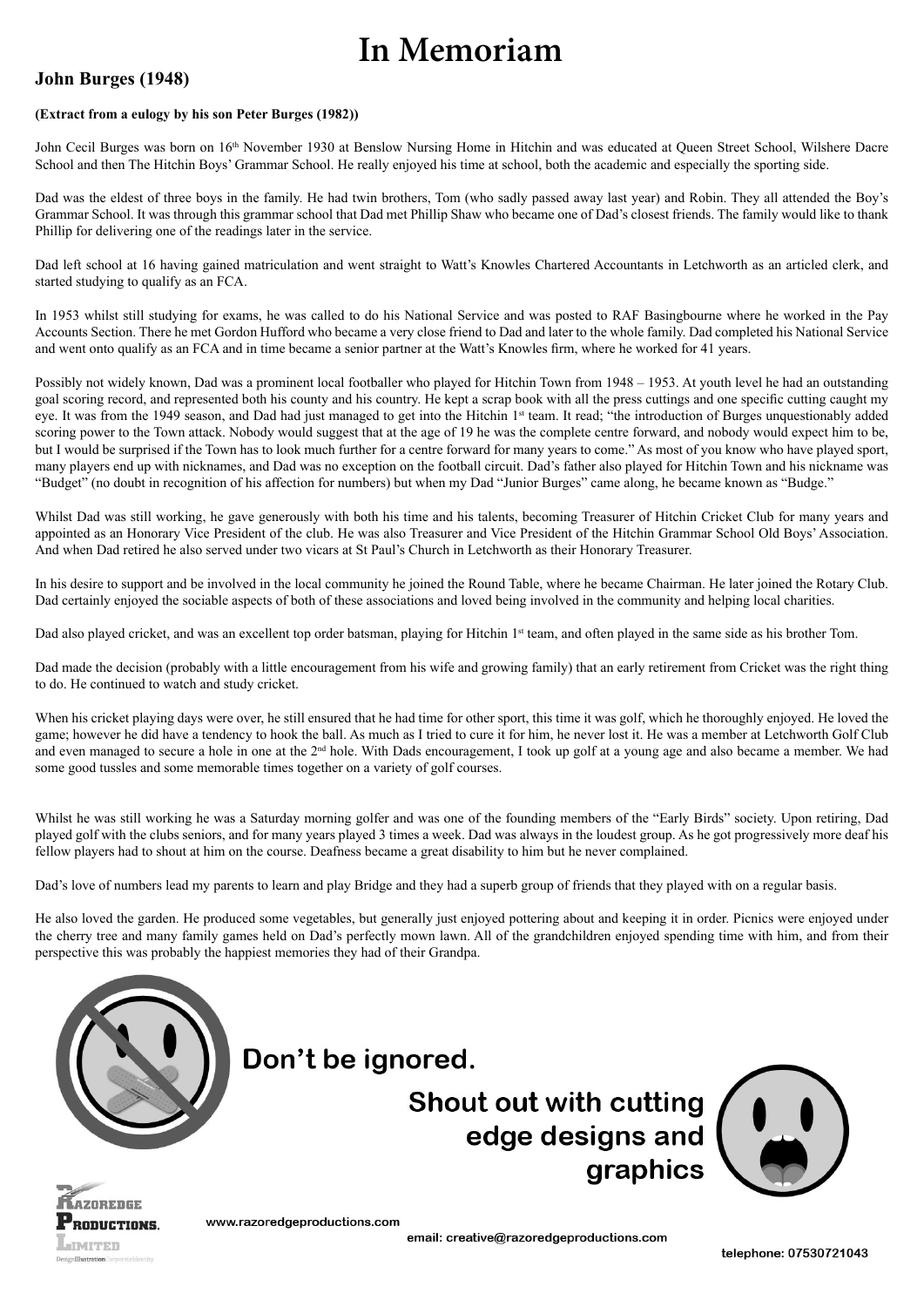# In Memoriam

## John Burges (1948)

**(Extract from a eulogy by his son Peter Burges (1982))**

John Cecil Burges was born on 16th November 1930 at Benslow Nursing Home in Hitchin and was educated at Queen Street School, Wilshere Dacre School and then The Hitchin Boys' Grammar School. He really enjoyed his time at school, both the academic and especially the sporting side.

Dad was the eldest of three boys in the family. He had twin brothers, Tom (who sadly passed away last year) and Robin. They all attended the Boy's Grammar School. It was through this grammar school that Dad met Phillip Shaw who became one of Dad's closest friends. The family would like to thank Phillip for delivering one of the readings later in the service.

Dad left school at 16 having gained matriculation and went straight to Watt's Knowles Chartered Accountants in Letchworth as an articled clerk, and started studying to qualify as an FCA.

In 1953 whilst still studying for exams, he was called to do his National Service and was posted to RAF Basingbourne where he worked in the Pay Accounts Section. There he met Gordon Hufford who became a very close friend to Dad and later to the whole family. Dad completed his National Service and went onto qualify as an FCA and in time became a senior partner at the Watt's Knowles firm, where he worked for 41 years.

Possibly not widely known, Dad was a prominent local footballer who played for Hitchin Town from 1948 – 1953. At youth level he had an outstanding goal scoring record, and represented both his county and his country. He kept a scrap book with all the press cuttings and one specific cutting caught my eye. It was from the 1949 season, and Dad had just managed to get into the Hitchin 1st team. It read; "the introduction of Burges unquestionably added scoring power to the Town attack. Nobody would suggest that at the age of 19 he was the complete centre forward, and nobody would expect him to be, but I would be surprised if the Town has to look much further for a centre forward for many years to come." As most of you know who have played sport, many players end up with nicknames, and Dad was no exception on the football circuit. Dad's father also played for Hitchin Town and his nickname was "Budget" (no doubt in recognition of his affection for numbers) but when my Dad "Junior Burges" came along, he became known as "Budge."

Whilst Dad was still working, he gave generously with both his time and his talents, becoming Treasurer of Hitchin Cricket Club for many years and appointed as an Honorary Vice President of the club. He was also Treasurer and Vice President of the Hitchin Grammar School Old Boys' Association. And when Dad retired he also served under two vicars at St Paul's Church in Letchworth as their Honorary Treasurer.

In his desire to support and be involved in the local community he joined the Round Table, where he became Chairman. He later joined the Rotary Club. Dad certainly enjoyed the sociable aspects of both of these associations and loved being involved in the community and helping local charities.

Dad also played cricket, and was an excellent top order batsman, playing for Hitchin 1st team, and often played in the same side as his brother Tom.

Dad made the decision (probably with a little encouragement from his wife and growing family) that an early retirement from Cricket was the right thing to do. He continued to watch and study cricket.

When his cricket playing days were over, he still ensured that he had time for other sport, this time it was golf, which he thoroughly enjoyed. He loved the game; however he did have a tendency to hook the ball. As much as I tried to cure it for him, he never lost it. He was a member at Letchworth Golf Club and even managed to secure a hole in one at the 2nd hole. With Dads encouragement, I took up golf at a young age and also became a member. We had some good tussles and some memorable times together on a variety of golf courses.

Whilst he was still working he was a Saturday morning golfer and was one of the founding members of the "Early Birds" society. Upon retiring, Dad played golf with the clubs seniors, and for many years played 3 times a week. Dad was always in the loudest group. As he got progressively more deaf his fellow players had to shout at him on the course. Deafness became a great disability to him but he never complained.

Dad's love of numbers lead my parents to learn and play Bridge and they had a superb group of friends that they played with on a regular basis.

He also loved the garden. He produced some vegetables, but generally just enjoyed pottering about and keeping it in order. Picnics were enjoyed under the cherry tree and many family games held on Dad's perfectly mown lawn. All of the grandchildren enjoyed spending time with him, and from their perspective this was probably the happiest memories they had of their Grandpa.

**Don't be ignored.**

**Shout out with cutting edge designs and graphics**

Razoredge Productions Limited

Design Illustration Corporate Identity

www.razoredgeproductions.com

email: creative@razoredgeproductions.com

telephone: 07530721043